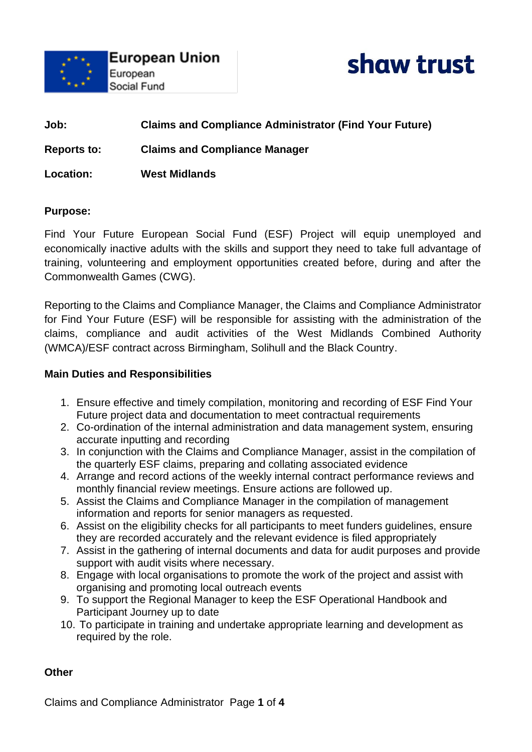European Union
European
Social Fund

shaw trust

**Job:** **Claims and Compliance Administrator (Find Your Future)**

**Reports to:** **Claims and Compliance Manager**

**Location:** **West Midlands**

**Purpose:**

Find Your Future European Social Fund (ESF) Project will equip unemployed and economically inactive adults with the skills and support they need to take full advantage of training, volunteering and employment opportunities created before, during and after the Commonwealth Games (CWG).

Reporting to the Claims and Compliance Manager, the Claims and Compliance Administrator for Find Your Future (ESF) will be responsible for assisting with the administration of the claims, compliance and audit activities of the West Midlands Combined Authority (WMCA)/ESF contract across Birmingham, Solihull and the Black Country.

**Main Duties and Responsibilities**

1. Ensure effective and timely compilation, monitoring and recording of ESF Find Your Future project data and documentation to meet contractual requirements
2. Co-ordination of the internal administration and data management system, ensuring accurate inputting and recording
3. In conjunction with the Claims and Compliance Manager, assist in the compilation of the quarterly ESF claims, preparing and collating associated evidence
4. Arrange and record actions of the weekly internal contract performance reviews and monthly financial review meetings. Ensure actions are followed up.
5. Assist the Claims and Compliance Manager in the compilation of management information and reports for senior managers as requested.
6. Assist on the eligibility checks for all participants to meet funders guidelines, ensure they are recorded accurately and the relevant evidence is filed appropriately
7. Assist in the gathering of internal documents and data for audit purposes and provide support with audit visits where necessary.
8. Engage with local organisations to promote the work of the project and assist with organising and promoting local outreach events
9. To support the Regional Manager to keep the ESF Operational Handbook and Participant Journey up to date
10. To participate in training and undertake appropriate learning and development as required by the role.

**Other**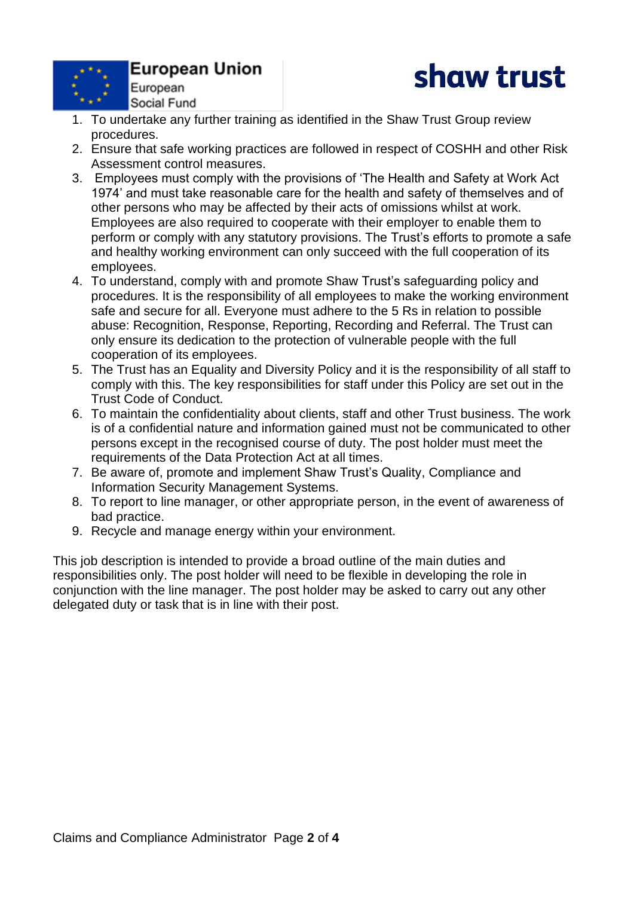1. To undertake any further training as identified in the Shaw Trust Group review procedures.
2. Ensure that safe working practices are followed in respect of COSHH and other Risk Assessment control measures.
3. Employees must comply with the provisions of 'The Health and Safety at Work Act 1974' and must take reasonable care for the health and safety of themselves and of other persons who may be affected by their acts of omissions whilst at work. Employees are also required to cooperate with their employer to enable them to perform or comply with any statutory provisions. The Trust's efforts to promote a safe and healthy working environment can only succeed with the full cooperation of its employees.
4. To understand, comply with and promote Shaw Trust's safeguarding policy and procedures. It is the responsibility of all employees to make the working environment safe and secure for all. Everyone must adhere to the 5 Rs in relation to possible abuse: Recognition, Response, Reporting, Recording and Referral. The Trust can only ensure its dedication to the protection of vulnerable people with the full cooperation of its employees.
5. The Trust has an Equality and Diversity Policy and it is the responsibility of all staff to comply with this. The key responsibilities for staff under this Policy are set out in the Trust Code of Conduct.
6. To maintain the confidentiality about clients, staff and other Trust business. The work is of a confidential nature and information gained must not be communicated to other persons except in the recognised course of duty. The post holder must meet the requirements of the Data Protection Act at all times.
7. Be aware of, promote and implement Shaw Trust's Quality, Compliance and Information Security Management Systems.
8. To report to line manager, or other appropriate person, in the event of awareness of bad practice.
9. Recycle and manage energy within your environment.

This job description is intended to provide a broad outline of the main duties and responsibilities only. The post holder will need to be flexible in developing the role in conjunction with the line manager. The post holder may be asked to carry out any other delegated duty or task that is in line with their post.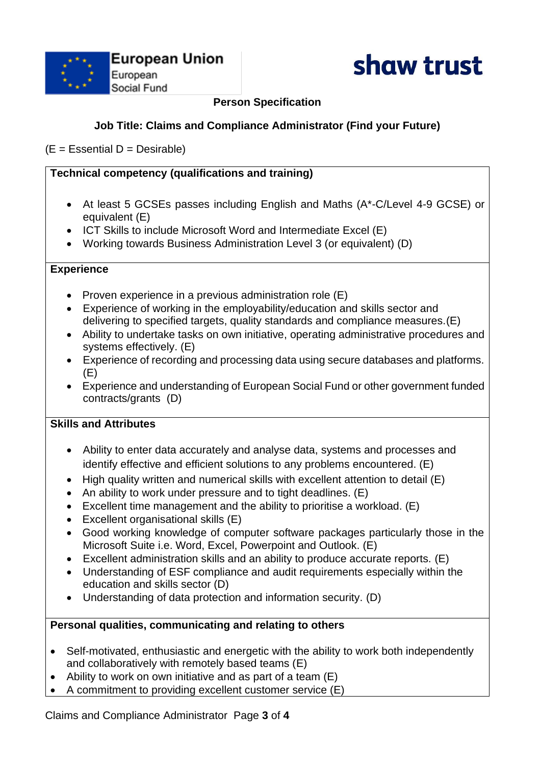**Person Specification**

**Job Title: Claims and Compliance Administrator (Find your Future)**

(E = Essential D = Desirable)

**Technical competency (qualifications and training)**

- At least 5 GCSEs passes including English and Maths (A*-C/Level 4-9 GCSE) or equivalent (E)
- ICT Skills to include Microsoft Word and Intermediate Excel (E)
- Working towards Business Administration Level 3 (or equivalent) (D)

**Experience**

- Proven experience in a previous administration role (E)
- Experience of working in the employability/education and skills sector and delivering to specified targets, quality standards and compliance measures.(E)
- Ability to undertake tasks on own initiative, operating administrative procedures and systems effectively. (E)
- Experience of recording and processing data using secure databases and platforms. (E)
- Experience and understanding of European Social Fund or other government funded contracts/grants (D)

**Skills and Attributes**

- Ability to enter data accurately and analyse data, systems and processes and identify effective and efficient solutions to any problems encountered. (E)
- High quality written and numerical skills with excellent attention to detail (E)
- An ability to work under pressure and to tight deadlines. (E)
- Excellent time management and the ability to prioritise a workload. (E)
- Excellent organisational skills (E)
- Good working knowledge of computer software packages particularly those in the Microsoft Suite i.e. Word, Excel, Powerpoint and Outlook. (E)
- Excellent administration skills and an ability to produce accurate reports. (E)
- Understanding of ESF compliance and audit requirements especially within the education and skills sector (D)
- Understanding of data protection and information security. (D)

**Personal qualities, communicating and relating to others**

- Self-motivated, enthusiastic and energetic with the ability to work both independently and collaboratively with remotely based teams (E)
- Ability to work on own initiative and as part of a team (E)
- A commitment to providing excellent customer service (E)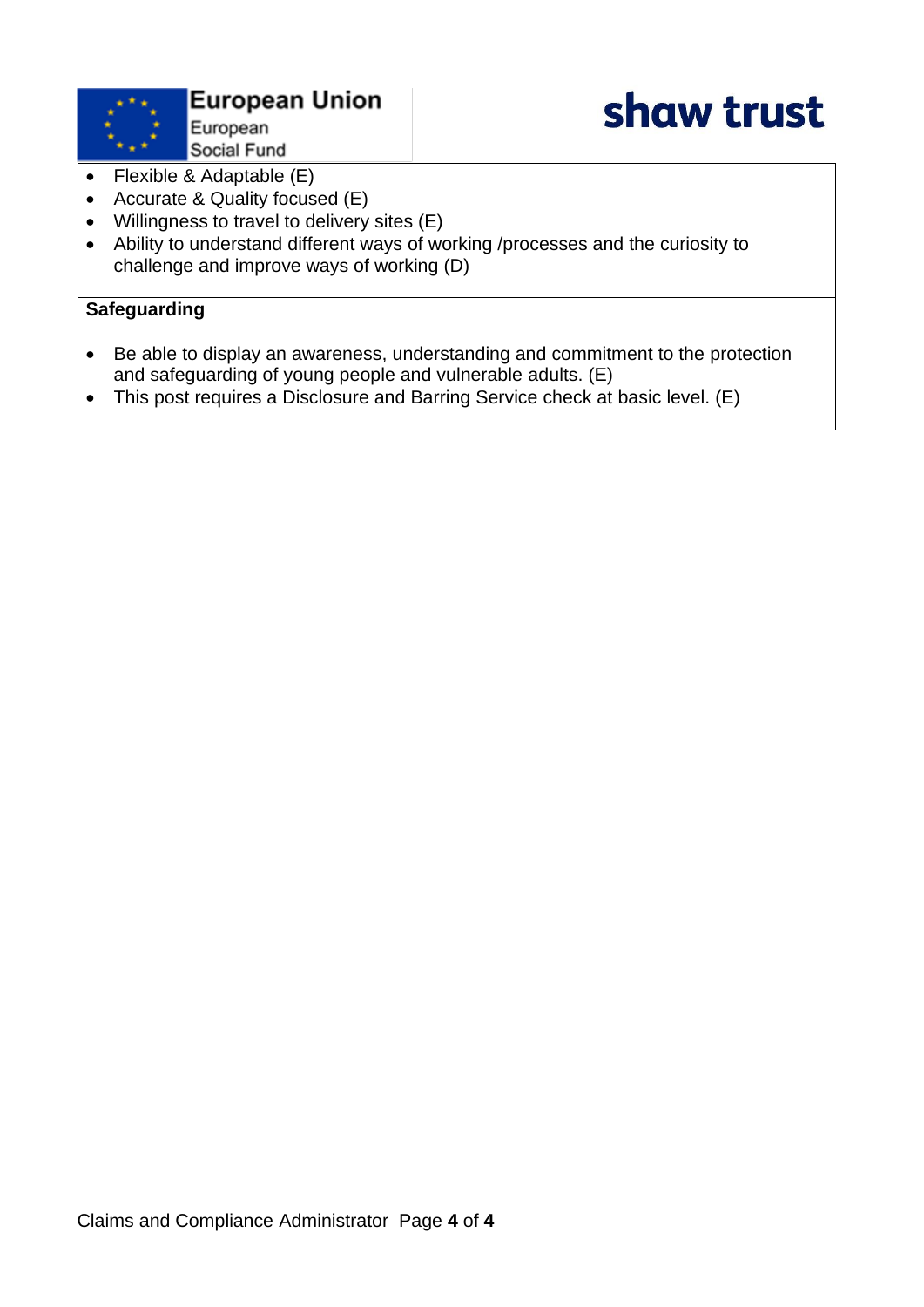- Flexible & Adaptable (E)
- Accurate & Quality focused (E)
- Willingness to travel to delivery sites (E)
- Ability to understand different ways of working /processes and the curiosity to challenge and improve ways of working (D)

**Safeguarding**

- Be able to display an awareness, understanding and commitment to the protection and safeguarding of young people and vulnerable adults. (E)
- This post requires a Disclosure and Barring Service check at basic level. (E)